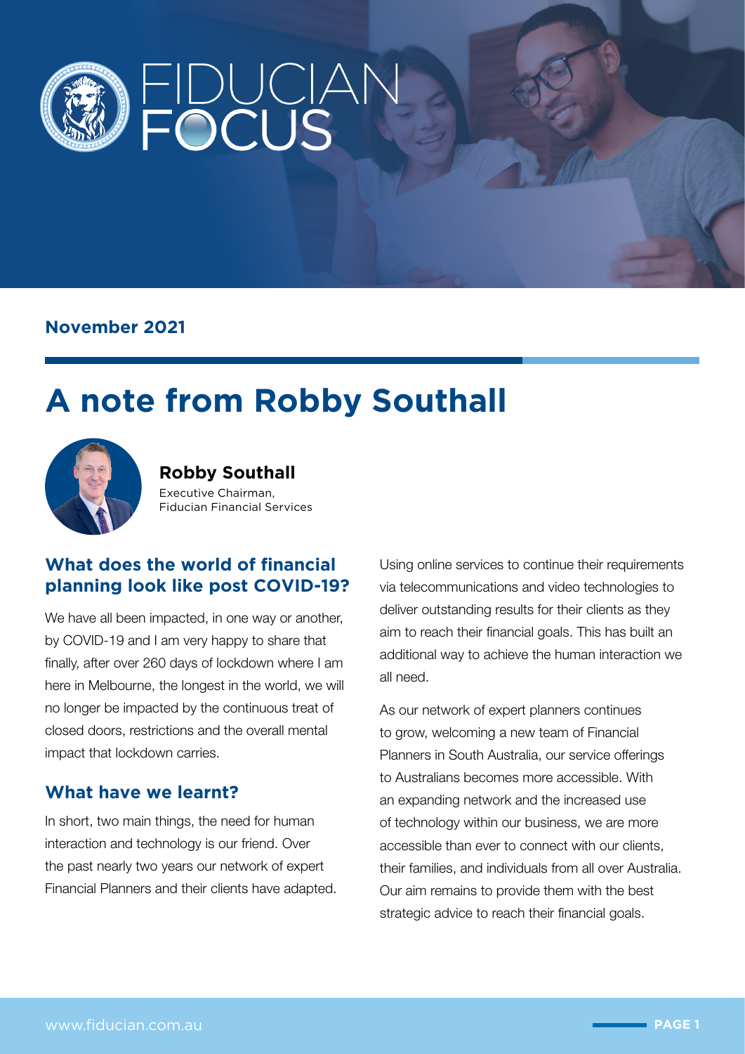# FIDUCIAN FOCUS

**November 2021**

# A note from Robby Southall

**Robby Southall**
Executive Chairman,
Fiducian Financial Services

## What does the world of financial planning look like post COVID-19?

We have all been impacted, in one way or another, by COVID-19 and I am very happy to share that finally, after over 260 days of lockdown where I am here in Melbourne, the longest in the world, we will no longer be impacted by the continuous treat of closed doors, restrictions and the overall mental impact that lockdown carries.

## What have we learnt?

In short, two main things, the need for human interaction and technology is our friend. Over the past nearly two years our network of expert Financial Planners and their clients have adapted. Using online services to continue their requirements via telecommunications and video technologies to deliver outstanding results for their clients as they aim to reach their financial goals. This has built an additional way to achieve the human interaction we all need.

As our network of expert planners continues to grow, welcoming a new team of Financial Planners in South Australia, our service offerings to Australians becomes more accessible. With an expanding network and the increased use of technology within our business, we are more accessible than ever to connect with our clients, their families, and individuals from all over Australia. Our aim remains to provide them with the best strategic advice to reach their financial goals.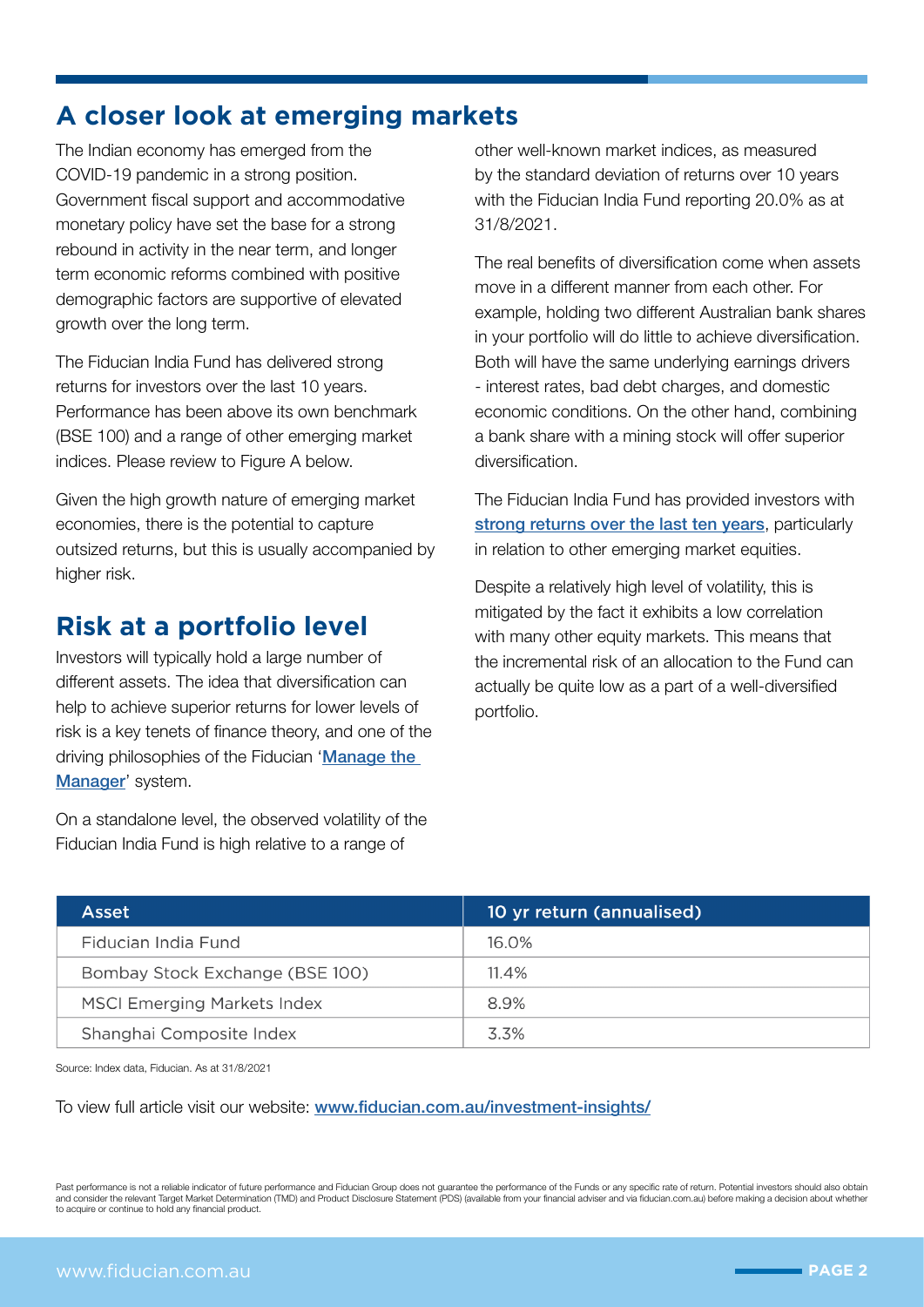## A closer look at emerging markets

The Indian economy has emerged from the COVID-19 pandemic in a strong position. Government fiscal support and accommodative monetary policy have set the base for a strong rebound in activity in the near term, and longer term economic reforms combined with positive demographic factors are supportive of elevated growth over the long term.

The Fiducian India Fund has delivered strong returns for investors over the last 10 years. Performance has been above its own benchmark (BSE 100) and a range of other emerging market indices. Please review to Figure A below.

Given the high growth nature of emerging market economies, there is the potential to capture outsized returns, but this is usually accompanied by higher risk.

## Risk at a portfolio level

Investors will typically hold a large number of different assets. The idea that diversification can help to achieve superior returns for lower levels of risk is a key tenets of finance theory, and one of the driving philosophies of the Fiducian '**Manage the Manager**' system.

On a standalone level, the observed volatility of the Fiducian India Fund is high relative to a range of other well-known market indices, as measured by the standard deviation of returns over 10 years with the Fiducian India Fund reporting 20.0% as at 31/8/2021.

The real benefits of diversification come when assets move in a different manner from each other. For example, holding two different Australian bank shares in your portfolio will do little to achieve diversification. Both will have the same underlying earnings drivers - interest rates, bad debt charges, and domestic economic conditions. On the other hand, combining a bank share with a mining stock will offer superior diversification.

The Fiducian India Fund has provided investors with **strong returns over the last ten years**, particularly in relation to other emerging market equities.

Despite a relatively high level of volatility, this is mitigated by the fact it exhibits a low correlation with many other equity markets. This means that the incremental risk of an allocation to the Fund can actually be quite low as a part of a well-diversified portfolio.

| Asset | 10 yr return (annualised) |
|---|---|
| Fiducian India Fund | 16.0% |
| Bombay Stock Exchange (BSE 100) | 11.4% |
| MSCI Emerging Markets Index | 8.9% |
| Shanghai Composite Index | 3.3% |

Source: Index data, Fiducian. As at 31/8/2021

To view full article visit our website: **www.fiducian.com.au/investment-insights/**

Past performance is not a reliable indicator of future performance and Fiducian Group does not guarantee the performance of the Funds or any specific rate of return. Potential investors should also obtain and consider the relevant Target Market Determination (TMD) and Product Disclosure Statement (PDS) (available from your financial adviser and via fiducian.com.au) before making a decision about whether to acquire or continue to hold any financial product.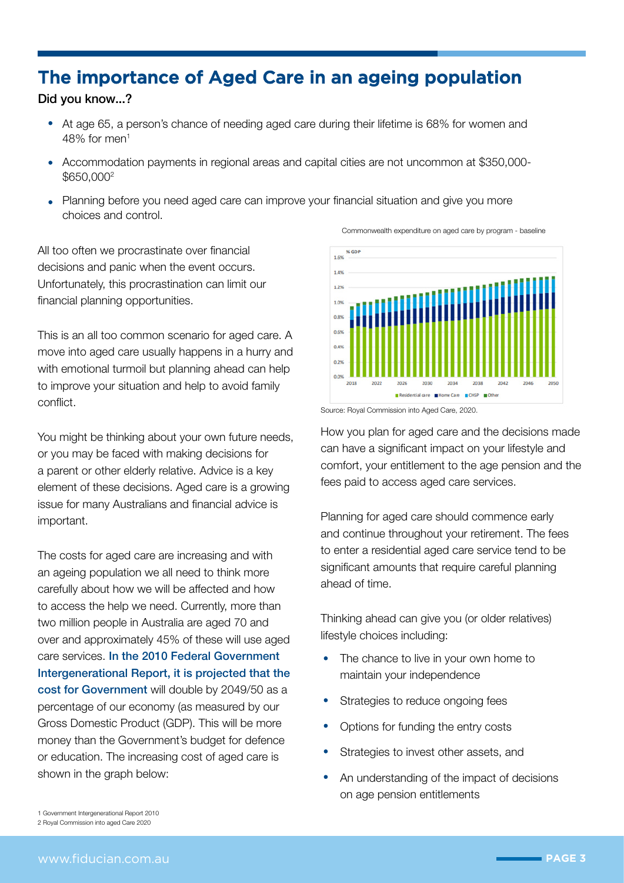# The importance of Aged Care in an ageing population

**Did you know...?**

- At age 65, a person's chance of needing aged care during their lifetime is 68% for women and 48% for men[1]
- Accommodation payments in regional areas and capital cities are not uncommon at $350,000-$650,000[2]
- Planning before you need aged care can improve your financial situation and give you more choices and control.

All too often we procrastinate over financial decisions and panic when the event occurs. Unfortunately, this procrastination can limit our financial planning opportunities.

This is an all too common scenario for aged care. A move into aged care usually happens in a hurry and with emotional turmoil but planning ahead can help to improve your situation and help to avoid family conflict.

You might be thinking about your own future needs, or you may be faced with making decisions for a parent or other elderly relative. Advice is a key element of these decisions. Aged care is a growing issue for many Australians and financial advice is important.

The costs for aged care are increasing and with an ageing population we all need to think more carefully about how we will be affected and how to access the help we need. Currently, more than two million people in Australia are aged 70 and over and approximately 45% of these will use aged care services. In the 2010 Federal Government Intergenerational Report, it is projected that the cost for Government will double by 2049/50 as a percentage of our economy (as measured by our Gross Domestic Product (GDP). This will be more money than the Government's budget for defence or education. The increasing cost of aged care is shown in the graph below:

Commonwealth expenditure on aged care by program - baseline

Source: Royal Commission into Aged Care, 2020.

How you plan for aged care and the decisions made can have a significant impact on your lifestyle and comfort, your entitlement to the age pension and the fees paid to access aged care services.

Planning for aged care should commence early and continue throughout your retirement. The fees to enter a residential aged care service tend to be significant amounts that require careful planning ahead of time.

Thinking ahead can give you (or older relatives) lifestyle choices including:

- The chance to live in your own home to maintain your independence
- Strategies to reduce ongoing fees
- Options for funding the entry costs
- Strategies to invest other assets, and
- An understanding of the impact of decisions on age pension entitlements

1 Government Intergenerational Report 2010
2 Royal Commission into aged Care 2020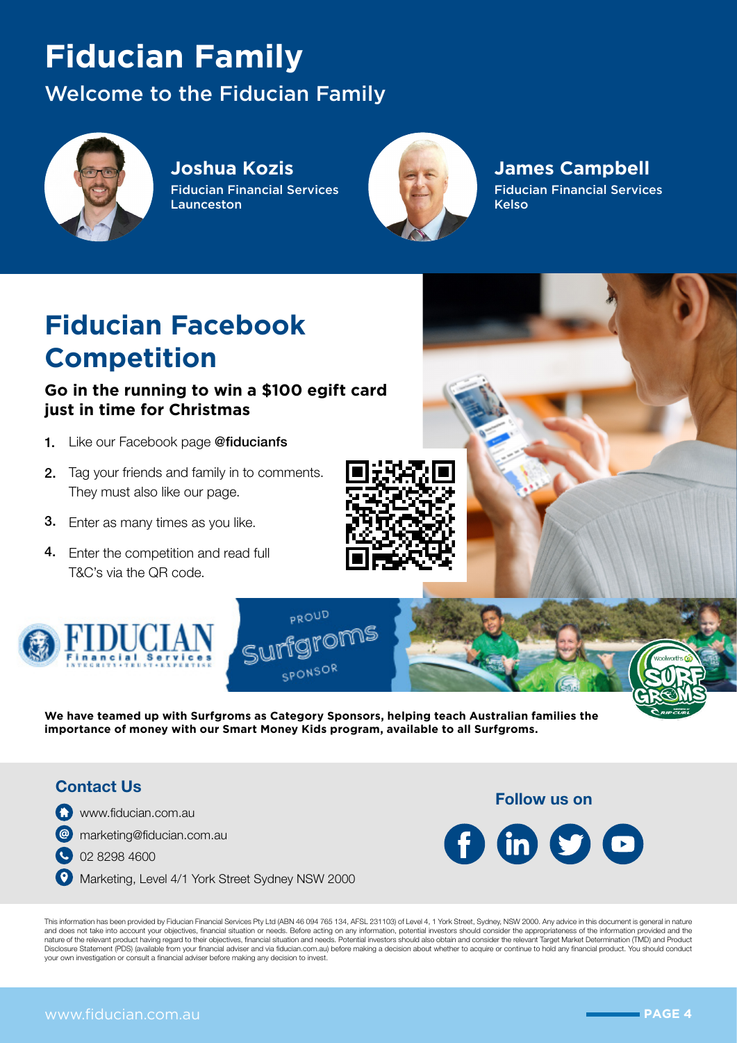# Fiducian Family

## Welcome to the Fiducian Family

**Joshua Kozis**
Fiducian Financial Services
Launceston

**James Campbell**
Fiducian Financial Services
Kelso

# Fiducian Facebook Competition

**Go in the running to win a $100 egift card just in time for Christmas**

1. Like our Facebook page **@fiducianfs**
2. Tag your friends and family in to comments. They must also like our page.
3. Enter as many times as you like.
4. Enter the competition and read full T&C's via the QR code.

PROUD Surfgroms SPONSOR

**We have teamed up with Surfgroms as Category Sponsors, helping teach Australian families the importance of money with our Smart Money Kids program, available to all Surfgroms.**

## Contact Us

- www.fiducian.com.au
- marketing@fiducian.com.au
- 02 8298 4600
- Marketing, Level 4/1 York Street Sydney NSW 2000

## Follow us on

This information has been provided by Fiducian Financial Services Pty Ltd (ABN 46 094 765 134, AFSL 231103) of Level 4, 1 York Street, Sydney, NSW 2000. Any advice in this document is general in nature and does not take into account your objectives, financial situation or needs. Before acting on any information, potential investors should consider the appropriateness of the information provided and the nature of the relevant product having regard to their objectives, financial situation and needs. Potential investors should also obtain and consider the relevant Target Market Determination (TMD) and Product Disclosure Statement (PDS) (available from your financial adviser and via fiducian.com.au) before making a decision about whether to acquire or continue to hold any financial product. You should conduct your own investigation or consult a financial adviser before making any decision to invest.